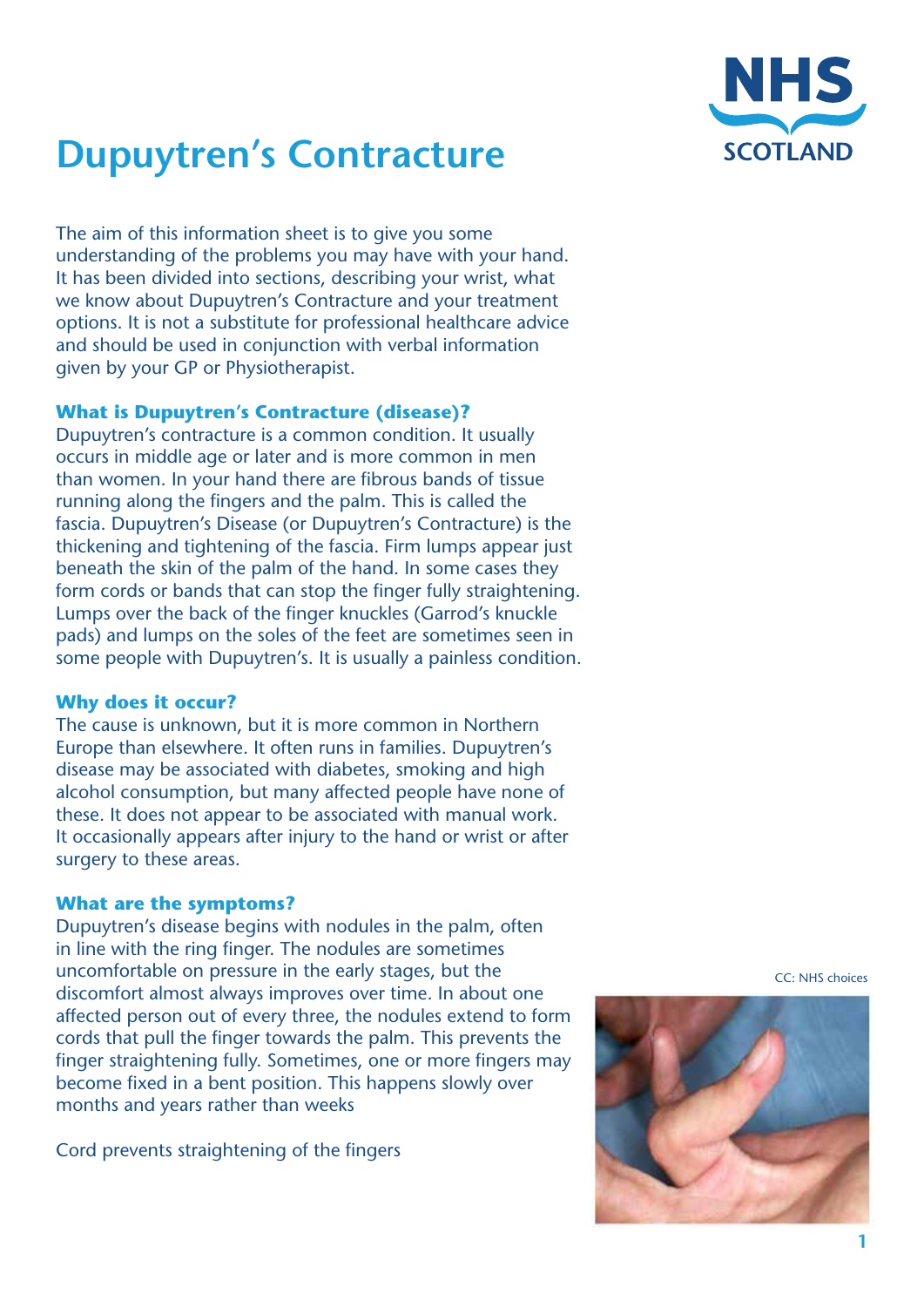# Dupuytren's Contracture

The aim of this information sheet is to give you some understanding of the problems you may have with your hand. It has been divided into sections, describing your wrist, what we know about Dupuytren's Contracture and your treatment options. It is not a substitute for professional healthcare advice and should be used in conjunction with verbal information given by your GP or Physiotherapist.

### What is Dupuytren's Contracture (disease)?

Dupuytren's contracture is a common condition. It usually occurs in middle age or later and is more common in men than women. In your hand there are fibrous bands of tissue running along the fingers and the palm. This is called the fascia. Dupuytren's Disease (or Dupuytren's Contracture) is the thickening and tightening of the fascia. Firm lumps appear just beneath the skin of the palm of the hand. In some cases they form cords or bands that can stop the finger fully straightening. Lumps over the back of the finger knuckles (Garrod's knuckle pads) and lumps on the soles of the feet are sometimes seen in some people with Dupuytren's. It is usually a painless condition.

### Why does it occur?

The cause is unknown, but it is more common in Northern Europe than elsewhere. It often runs in families. Dupuytren's disease may be associated with diabetes, smoking and high alcohol consumption, but many affected people have none of these. It does not appear to be associated with manual work. It occasionally appears after injury to the hand or wrist or after surgery to these areas.

### What are the symptoms?

Dupuytren's disease begins with nodules in the palm, often in line with the ring finger. The nodules are sometimes uncomfortable on pressure in the early stages, but the discomfort almost always improves over time. In about one affected person out of every three, the nodules extend to form cords that pull the finger towards the palm. This prevents the finger straightening fully. Sometimes, one or more fingers may become fixed in a bent position. This happens slowly over months and years rather than weeks

Cord prevents straightening of the fingers

CC: NHS choices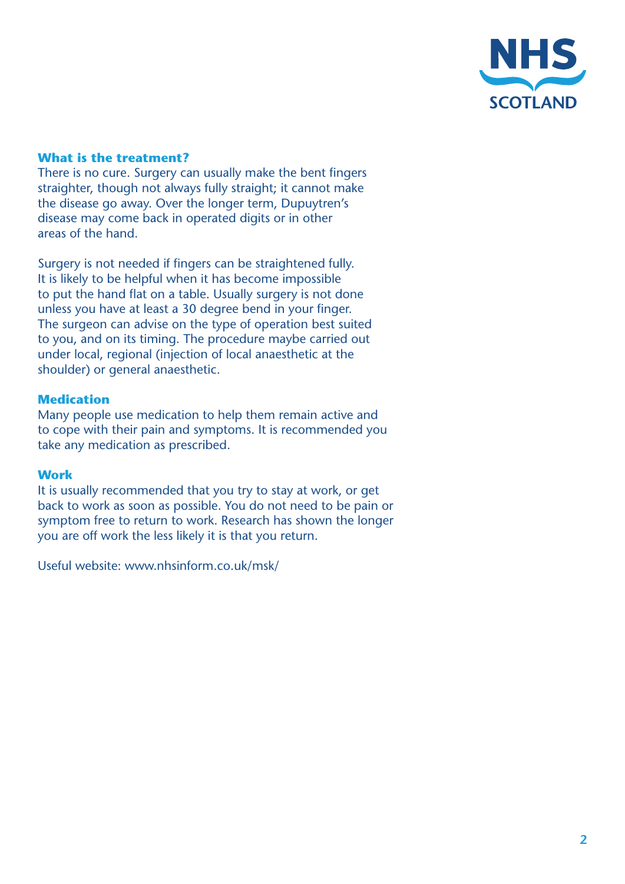### What is the treatment?

There is no cure. Surgery can usually make the bent fingers straighter, though not always fully straight; it cannot make the disease go away. Over the longer term, Dupuytren's disease may come back in operated digits or in other areas of the hand.

Surgery is not needed if fingers can be straightened fully. It is likely to be helpful when it has become impossible to put the hand flat on a table. Usually surgery is not done unless you have at least a 30 degree bend in your finger. The surgeon can advise on the type of operation best suited to you, and on its timing. The procedure maybe carried out under local, regional (injection of local anaesthetic at the shoulder) or general anaesthetic.

### Medication

Many people use medication to help them remain active and to cope with their pain and symptoms. It is recommended you take any medication as prescribed.

### Work

It is usually recommended that you try to stay at work, or get back to work as soon as possible. You do not need to be pain or symptom free to return to work. Research has shown the longer you are off work the less likely it is that you return.

Useful website: www.nhsinform.co.uk/msk/